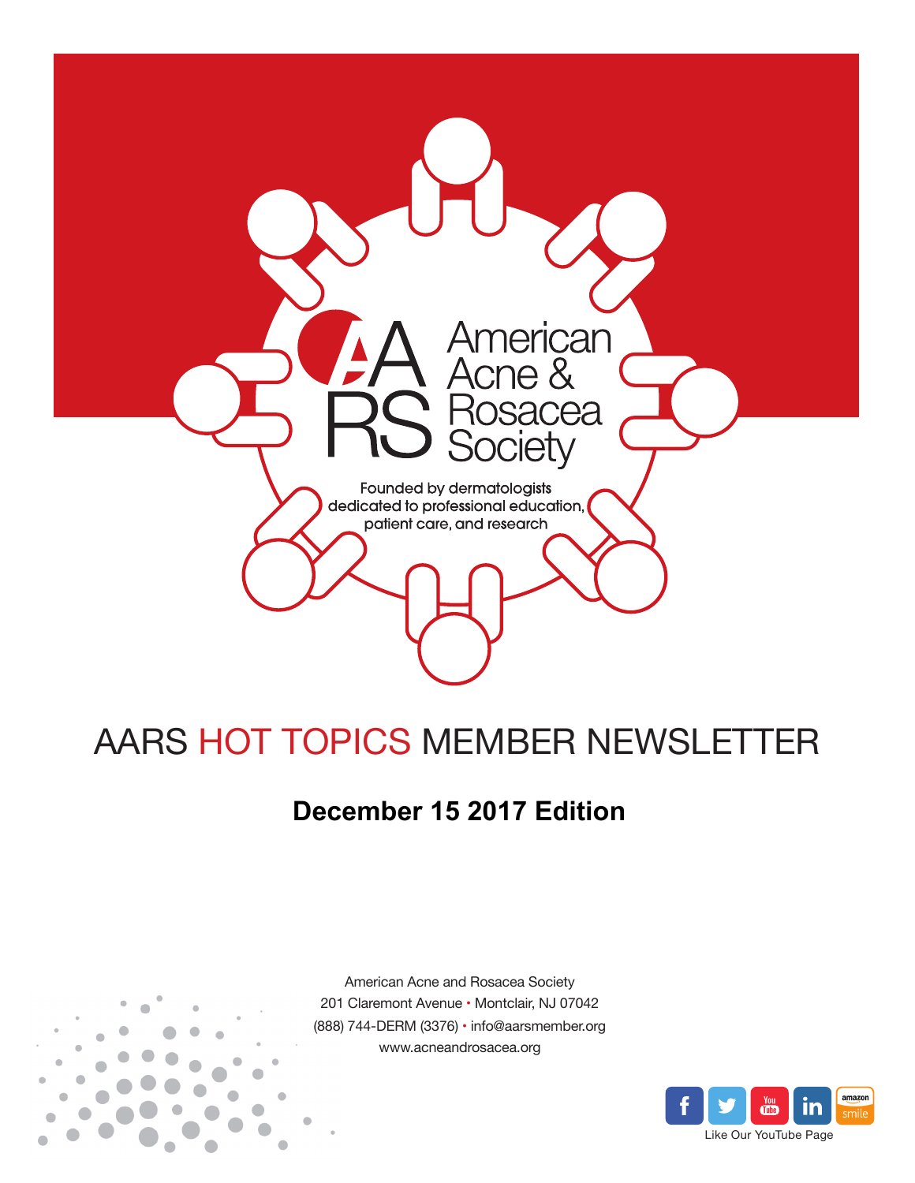AARS

American Acne & Rosacea Society

Founded by dermatologists dedicated to professional education, patient care, and research

# AARS HOT TOPICS MEMBER NEWSLETTER

## December 15 2017 Edition

American Acne and Rosacea Society
201 Claremont Avenue • Montclair, NJ 07042
(888) 744-DERM (3376) • info@aarsmember.org
www.acneandrosacea.org

Like Our YouTube Page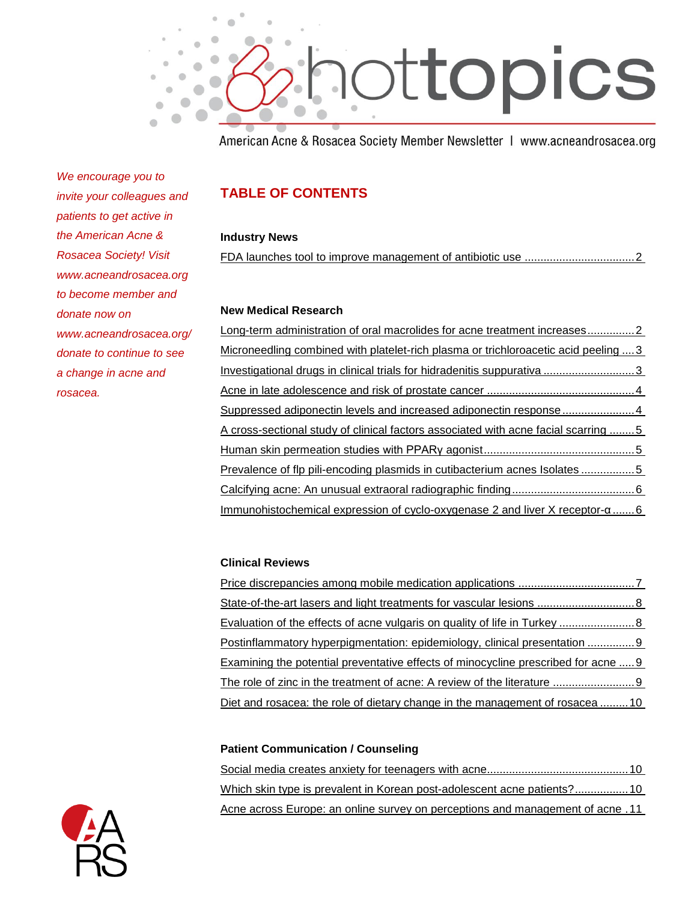hottopics

American Acne & Rosacea Society Member Newsletter | www.acneandrosacea.org

*We encourage you to invite your colleagues and patients to get active in the American Acne & Rosacea Society! Visit www.acneandrosacea.org to become member and donate now on www.acneandrosacea.org/donate to continue to see a change in acne and rosacea.*

## TABLE OF CONTENTS

### Industry News

FDA launches tool to improve management of antibiotic use .................................. 2

### New Medical Research

Long-term administration of oral macrolides for acne treatment increases............... 2
Microneedling combined with platelet-rich plasma or trichloroacetic acid peeling .... 3
Investigational drugs in clinical trials for hidradenitis suppurativa ............................ 3
Acne in late adolescence and risk of prostate cancer .............................................. 4
Suppressed adiponectin levels and increased adiponectin response ....................... 4
A cross-sectional study of clinical factors associated with acne facial scarring ........ 5
Human skin permeation studies with PPARγ agonist................................................ 5
Prevalence of flp pili-encoding plasmids in cutibacterium acnes Isolates ................. 5
Calcifying acne: An unusual extraoral radiographic finding....................................... 6
Immunohistochemical expression of cyclo-oxygenase 2 and liver X receptor-α ....... 6

### Clinical Reviews

Price discrepancies among mobile medication applications ..................................... 7
State-of-the-art lasers and light treatments for vascular lesions ............................... 8
Evaluation of the effects of acne vulgaris on quality of life in Turkey ........................ 8
Postinflammatory hyperpigmentation: epidemiology, clinical presentation ............... 9
Examining the potential preventative effects of minocycline prescribed for acne ..... 9
The role of zinc in the treatment of acne: A review of the literature .......................... 9
Diet and rosacea: the role of dietary change in the management of rosacea ......... 10

### Patient Communication / Counseling

Social media creates anxiety for teenagers with acne............................................. 10
Which skin type is prevalent in Korean post-adolescent acne patients?................. 10
Acne across Europe: an online survey on perceptions and management of acne . 11

AARS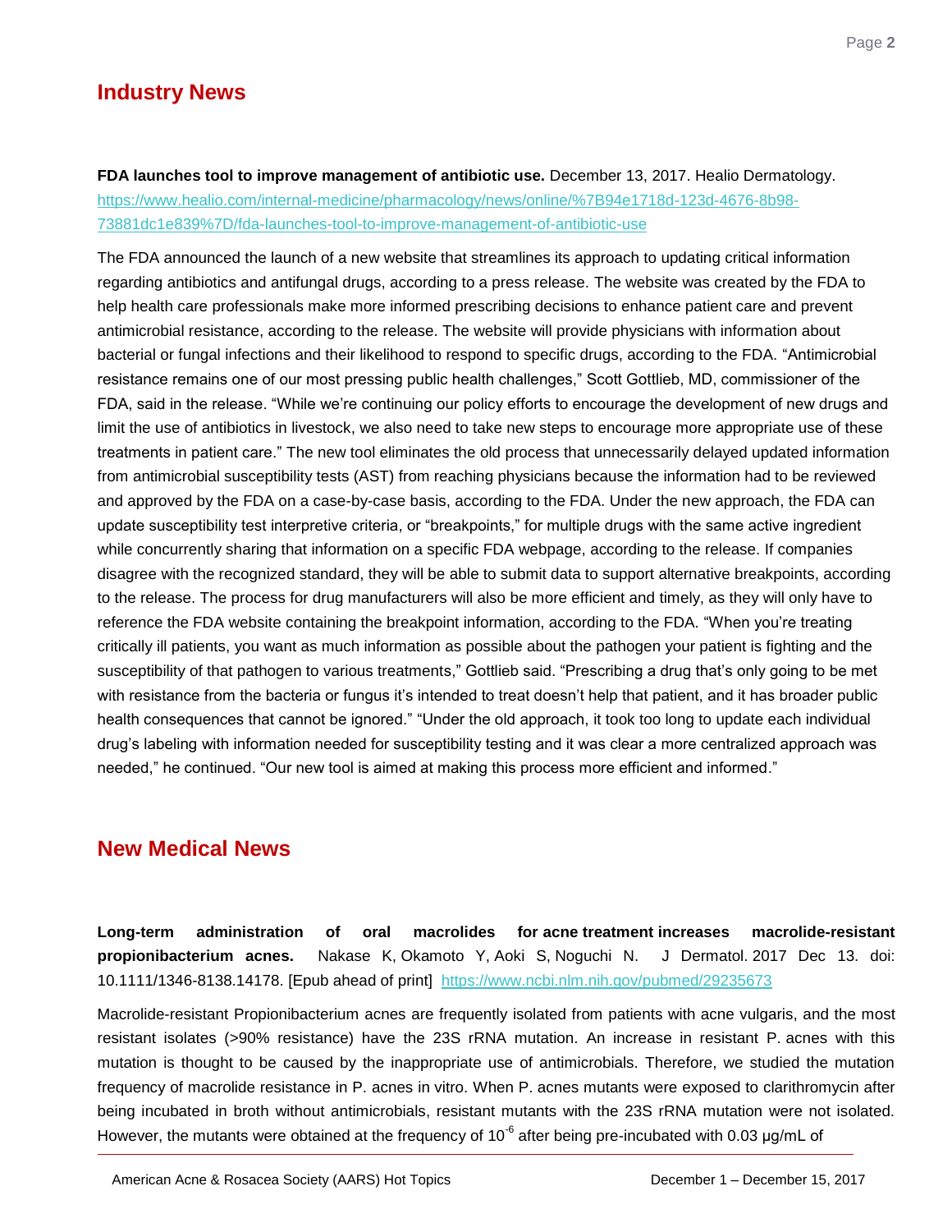## Industry News

**FDA launches tool to improve management of antibiotic use.** December 13, 2017. Healio Dermatology. https://www.healio.com/internal-medicine/pharmacology/news/online/%7B94e1718d-123d-4676-8b98-73881dc1e839%7D/fda-launches-tool-to-improve-management-of-antibiotic-use

The FDA announced the launch of a new website that streamlines its approach to updating critical information regarding antibiotics and antifungal drugs, according to a press release. The website was created by the FDA to help health care professionals make more informed prescribing decisions to enhance patient care and prevent antimicrobial resistance, according to the release. The website will provide physicians with information about bacterial or fungal infections and their likelihood to respond to specific drugs, according to the FDA. "Antimicrobial resistance remains one of our most pressing public health challenges," Scott Gottlieb, MD, commissioner of the FDA, said in the release. "While we're continuing our policy efforts to encourage the development of new drugs and limit the use of antibiotics in livestock, we also need to take new steps to encourage more appropriate use of these treatments in patient care." The new tool eliminates the old process that unnecessarily delayed updated information from antimicrobial susceptibility tests (AST) from reaching physicians because the information had to be reviewed and approved by the FDA on a case-by-case basis, according to the FDA. Under the new approach, the FDA can update susceptibility test interpretive criteria, or "breakpoints," for multiple drugs with the same active ingredient while concurrently sharing that information on a specific FDA webpage, according to the release. If companies disagree with the recognized standard, they will be able to submit data to support alternative breakpoints, according to the release. The process for drug manufacturers will also be more efficient and timely, as they will only have to reference the FDA website containing the breakpoint information, according to the FDA. "When you're treating critically ill patients, you want as much information as possible about the pathogen your patient is fighting and the susceptibility of that pathogen to various treatments," Gottlieb said. "Prescribing a drug that's only going to be met with resistance from the bacteria or fungus it's intended to treat doesn't help that patient, and it has broader public health consequences that cannot be ignored." "Under the old approach, it took too long to update each individual drug's labeling with information needed for susceptibility testing and it was clear a more centralized approach was needed," he continued. "Our new tool is aimed at making this process more efficient and informed."

## New Medical News

**Long-term administration of oral macrolides for acne treatment increases macrolide-resistant propionibacterium acnes.** Nakase K, Okamoto Y, Aoki S, Noguchi N. J Dermatol. 2017 Dec 13. doi: 10.1111/1346-8138.14178. [Epub ahead of print] https://www.ncbi.nlm.nih.gov/pubmed/29235673

Macrolide-resistant Propionibacterium acnes are frequently isolated from patients with acne vulgaris, and the most resistant isolates (>90% resistance) have the 23S rRNA mutation. An increase in resistant P. acnes with this mutation is thought to be caused by the inappropriate use of antimicrobials. Therefore, we studied the mutation frequency of macrolide resistance in P. acnes in vitro. When P. acnes mutants were exposed to clarithromycin after being incubated in broth without antimicrobials, resistant mutants with the 23S rRNA mutation were not isolated. However, the mutants were obtained at the frequency of $10^{-6}$ after being pre-incubated with 0.03 μg/mL of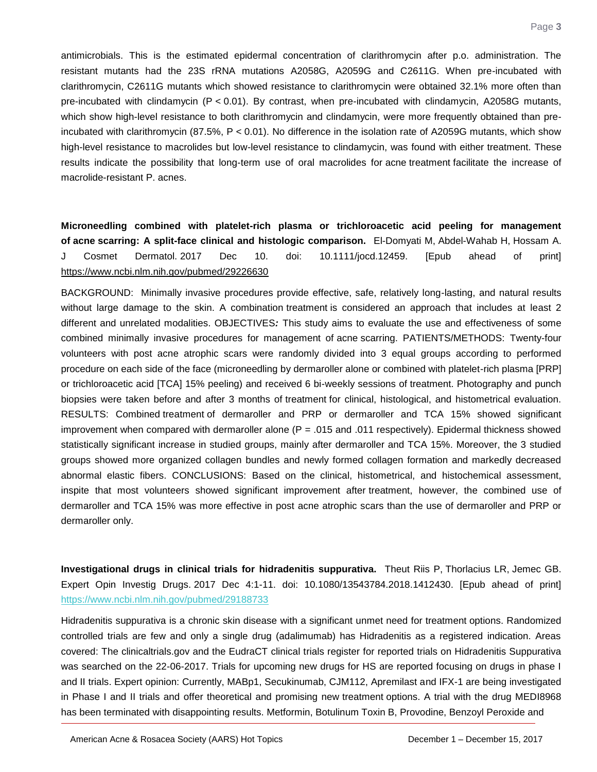antimicrobials. This is the estimated epidermal concentration of clarithromycin after p.o. administration. The resistant mutants had the 23S rRNA mutations A2058G, A2059G and C2611G. When pre-incubated with clarithromycin, C2611G mutants which showed resistance to clarithromycin were obtained 32.1% more often than pre-incubated with clindamycin ($P < 0.01$). By contrast, when pre-incubated with clindamycin, A2058G mutants, which show high-level resistance to both clarithromycin and clindamycin, were more frequently obtained than pre-incubated with clarithromycin (87.5%, $P < 0.01$). No difference in the isolation rate of A2059G mutants, which show high-level resistance to macrolides but low-level resistance to clindamycin, was found with either treatment. These results indicate the possibility that long-term use of oral macrolides for acne treatment facilitate the increase of macrolide-resistant P. acnes.

**Microneedling combined with platelet-rich plasma or trichloroacetic acid peeling for management of acne scarring: A split-face clinical and histologic comparison.** El-Domyati M, Abdel-Wahab H, Hossam A. J Cosmet Dermatol. 2017 Dec 10. doi: 10.1111/jocd.12459. [Epub ahead of print] https://www.ncbi.nlm.nih.gov/pubmed/29226630

BACKGROUND: Minimally invasive procedures provide effective, safe, relatively long-lasting, and natural results without large damage to the skin. A combination treatment is considered an approach that includes at least 2 different and unrelated modalities. OBJECTIVES*:* This study aims to evaluate the use and effectiveness of some combined minimally invasive procedures for management of acne scarring. PATIENTS/METHODS: Twenty-four volunteers with post acne atrophic scars were randomly divided into 3 equal groups according to performed procedure on each side of the face (microneedling by dermaroller alone or combined with platelet-rich plasma [PRP] or trichloroacetic acid [TCA] 15% peeling) and received 6 bi-weekly sessions of treatment. Photography and punch biopsies were taken before and after 3 months of treatment for clinical, histological, and histometrical evaluation. RESULTS: Combined treatment of dermaroller and PRP or dermaroller and TCA 15% showed significant improvement when compared with dermaroller alone ($P = .015$ and $.011$ respectively). Epidermal thickness showed statistically significant increase in studied groups, mainly after dermaroller and TCA 15%. Moreover, the 3 studied groups showed more organized collagen bundles and newly formed collagen formation and markedly decreased abnormal elastic fibers. CONCLUSIONS: Based on the clinical, histometrical, and histochemical assessment, inspite that most volunteers showed significant improvement after treatment, however, the combined use of dermaroller and TCA 15% was more effective in post acne atrophic scars than the use of dermaroller and PRP or dermaroller only.

**Investigational drugs in clinical trials for hidradenitis suppurativa.** Theut Riis P, Thorlacius LR, Jemec GB. Expert Opin Investig Drugs. 2017 Dec 4:1-11. doi: 10.1080/13543784.2018.1412430. [Epub ahead of print] https://www.ncbi.nlm.nih.gov/pubmed/29188733

Hidradenitis suppurativa is a chronic skin disease with a significant unmet need for treatment options. Randomized controlled trials are few and only a single drug (adalimumab) has Hidradenitis as a registered indication. Areas covered: The clinicaltrials.gov and the EudraCT clinical trials register for reported trials on Hidradenitis Suppurativa was searched on the 22-06-2017. Trials for upcoming new drugs for HS are reported focusing on drugs in phase I and II trials. Expert opinion: Currently, MABp1, Secukinumab, CJM112, Apremilast and IFX-1 are being investigated in Phase I and II trials and offer theoretical and promising new treatment options. A trial with the drug MEDI8968 has been terminated with disappointing results. Metformin, Botulinum Toxin B, Provodine, Benzoyl Peroxide and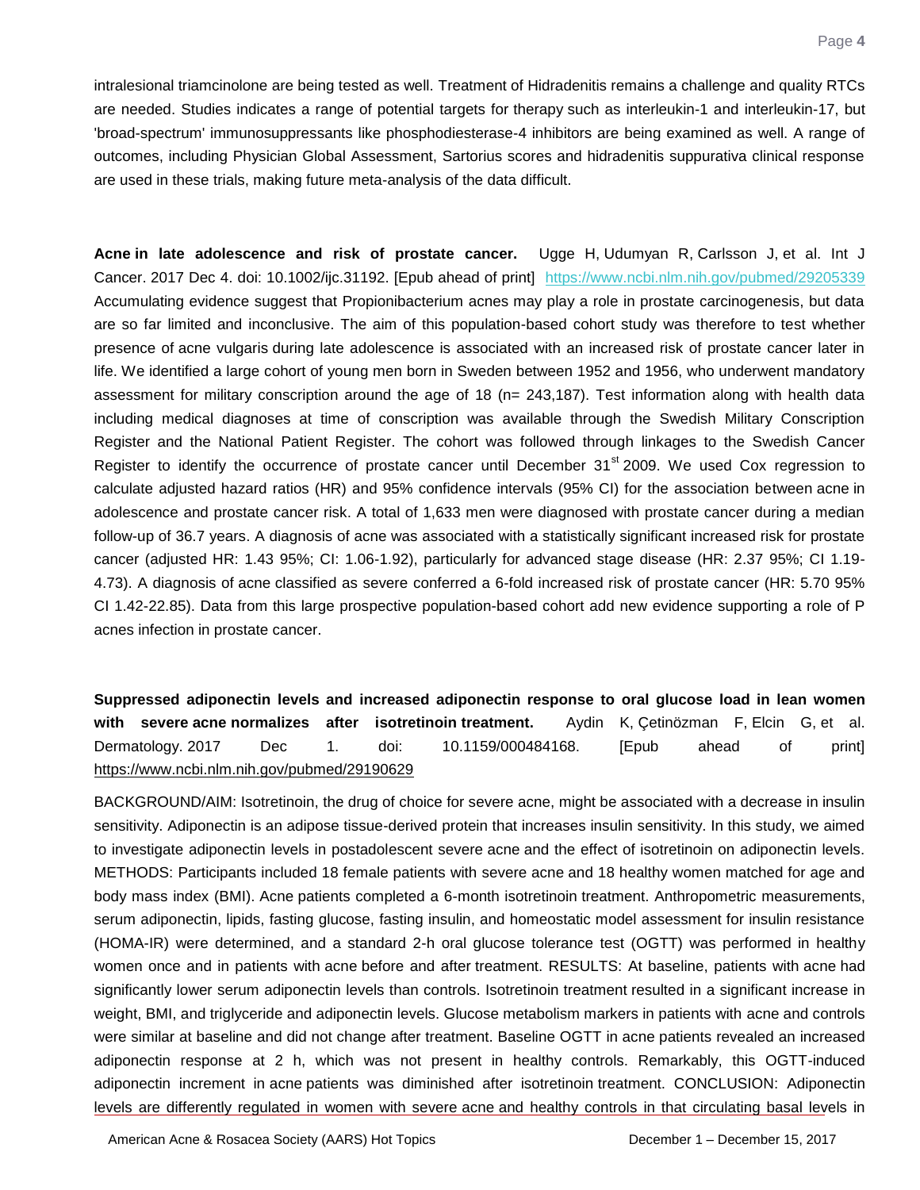intralesional triamcinolone are being tested as well. Treatment of Hidradenitis remains a challenge and quality RTCs are needed. Studies indicates a range of potential targets for therapy such as interleukin-1 and interleukin-17, but 'broad-spectrum' immunosuppressants like phosphodiesterase-4 inhibitors are being examined as well. A range of outcomes, including Physician Global Assessment, Sartorius scores and hidradenitis suppurativa clinical response are used in these trials, making future meta-analysis of the data difficult.

**Acne in late adolescence and risk of prostate cancer.** Ugge H, Udumyan R, Carlsson J, et al. Int J Cancer. 2017 Dec 4. doi: 10.1002/ijc.31192. [Epub ahead of print] https://www.ncbi.nlm.nih.gov/pubmed/29205339

Accumulating evidence suggest that Propionibacterium acnes may play a role in prostate carcinogenesis, but data are so far limited and inconclusive. The aim of this population-based cohort study was therefore to test whether presence of acne vulgaris during late adolescence is associated with an increased risk of prostate cancer later in life. We identified a large cohort of young men born in Sweden between 1952 and 1956, who underwent mandatory assessment for military conscription around the age of 18 (n= 243,187). Test information along with health data including medical diagnoses at time of conscription was available through the Swedish Military Conscription Register and the National Patient Register. The cohort was followed through linkages to the Swedish Cancer Register to identify the occurrence of prostate cancer until December 31st 2009. We used Cox regression to calculate adjusted hazard ratios (HR) and 95% confidence intervals (95% CI) for the association between acne in adolescence and prostate cancer risk. A total of 1,633 men were diagnosed with prostate cancer during a median follow-up of 36.7 years. A diagnosis of acne was associated with a statistically significant increased risk for prostate cancer (adjusted HR: 1.43 95%; CI: 1.06-1.92), particularly for advanced stage disease (HR: 2.37 95%; CI 1.19-4.73). A diagnosis of acne classified as severe conferred a 6-fold increased risk of prostate cancer (HR: 5.70 95% CI 1.42-22.85). Data from this large prospective population-based cohort add new evidence supporting a role of P acnes infection in prostate cancer.

**Suppressed adiponectin levels and increased adiponectin response to oral glucose load in lean women with severe acne normalizes after isotretinoin treatment.** Aydin K, Çetinözman F, Elcin G, et al. Dermatology. 2017 Dec 1. doi: 10.1159/000484168. [Epub ahead of print] https://www.ncbi.nlm.nih.gov/pubmed/29190629

BACKGROUND/AIM: Isotretinoin, the drug of choice for severe acne, might be associated with a decrease in insulin sensitivity. Adiponectin is an adipose tissue-derived protein that increases insulin sensitivity. In this study, we aimed to investigate adiponectin levels in postadolescent severe acne and the effect of isotretinoin on adiponectin levels. METHODS: Participants included 18 female patients with severe acne and 18 healthy women matched for age and body mass index (BMI). Acne patients completed a 6-month isotretinoin treatment. Anthropometric measurements, serum adiponectin, lipids, fasting glucose, fasting insulin, and homeostatic model assessment for insulin resistance (HOMA-IR) were determined, and a standard 2-h oral glucose tolerance test (OGTT) was performed in healthy women once and in patients with acne before and after treatment. RESULTS: At baseline, patients with acne had significantly lower serum adiponectin levels than controls. Isotretinoin treatment resulted in a significant increase in weight, BMI, and triglyceride and adiponectin levels. Glucose metabolism markers in patients with acne and controls were similar at baseline and did not change after treatment. Baseline OGTT in acne patients revealed an increased adiponectin response at 2 h, which was not present in healthy controls. Remarkably, this OGTT-induced adiponectin increment in acne patients was diminished after isotretinoin treatment. CONCLUSION: Adiponectin levels are differently regulated in women with severe acne and healthy controls in that circulating basal levels in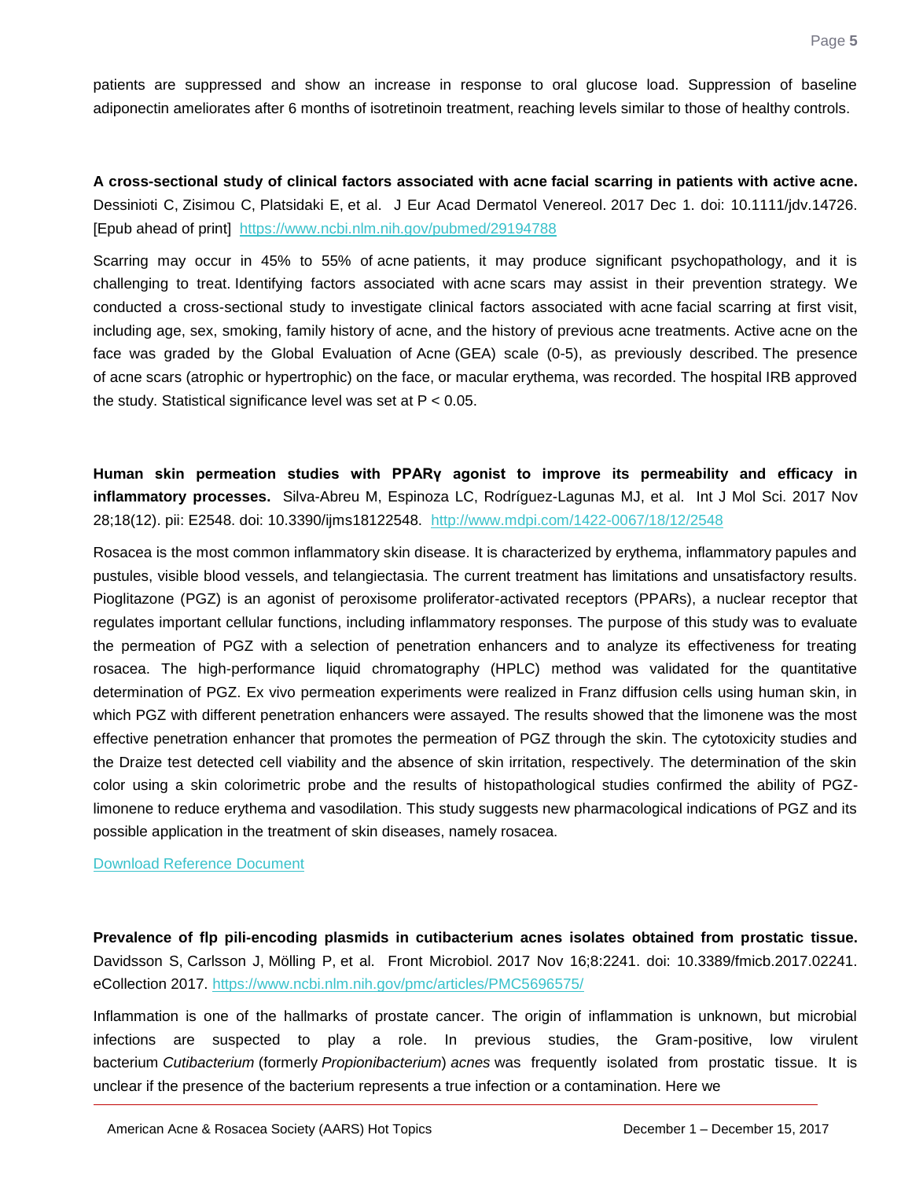patients are suppressed and show an increase in response to oral glucose load. Suppression of baseline adiponectin ameliorates after 6 months of isotretinoin treatment, reaching levels similar to those of healthy controls.

**A cross-sectional study of clinical factors associated with acne facial scarring in patients with active acne.** Dessinioti C, Zisimou C, Platsidaki E, et al. J Eur Acad Dermatol Venereol. 2017 Dec 1. doi: 10.1111/jdv.14726. [Epub ahead of print] https://www.ncbi.nlm.nih.gov/pubmed/29194788

Scarring may occur in 45% to 55% of acne patients, it may produce significant psychopathology, and it is challenging to treat. Identifying factors associated with acne scars may assist in their prevention strategy. We conducted a cross-sectional study to investigate clinical factors associated with acne facial scarring at first visit, including age, sex, smoking, family history of acne, and the history of previous acne treatments. Active acne on the face was graded by the Global Evaluation of Acne (GEA) scale (0-5), as previously described. The presence of acne scars (atrophic or hypertrophic) on the face, or macular erythema, was recorded. The hospital IRB approved the study. Statistical significance level was set at $P < 0.05$.

**Human skin permeation studies with PPARγ agonist to improve its permeability and efficacy in inflammatory processes.** Silva-Abreu M, Espinoza LC, Rodríguez-Lagunas MJ, et al. Int J Mol Sci. 2017 Nov 28;18(12). pii: E2548. doi: 10.3390/ijms18122548. http://www.mdpi.com/1422-0067/18/12/2548

Rosacea is the most common inflammatory skin disease. It is characterized by erythema, inflammatory papules and pustules, visible blood vessels, and telangiectasia. The current treatment has limitations and unsatisfactory results. Pioglitazone (PGZ) is an agonist of peroxisome proliferator-activated receptors (PPARs), a nuclear receptor that regulates important cellular functions, including inflammatory responses. The purpose of this study was to evaluate the permeation of PGZ with a selection of penetration enhancers and to analyze its effectiveness for treating rosacea. The high-performance liquid chromatography (HPLC) method was validated for the quantitative determination of PGZ. Ex vivo permeation experiments were realized in Franz diffusion cells using human skin, in which PGZ with different penetration enhancers were assayed. The results showed that the limonene was the most effective penetration enhancer that promotes the permeation of PGZ through the skin. The cytotoxicity studies and the Draize test detected cell viability and the absence of skin irritation, respectively. The determination of the skin color using a skin colorimetric probe and the results of histopathological studies confirmed the ability of PGZ-limonene to reduce erythema and vasodilation. This study suggests new pharmacological indications of PGZ and its possible application in the treatment of skin diseases, namely rosacea.

Download Reference Document

**Prevalence of flp pili-encoding plasmids in cutibacterium acnes isolates obtained from prostatic tissue.** Davidsson S, Carlsson J, Mölling P, et al. Front Microbiol. 2017 Nov 16;8:2241. doi: 10.3389/fmicb.2017.02241. eCollection 2017. https://www.ncbi.nlm.nih.gov/pmc/articles/PMC5696575/

Inflammation is one of the hallmarks of prostate cancer. The origin of inflammation is unknown, but microbial infections are suspected to play a role. In previous studies, the Gram-positive, low virulent bacterium *Cutibacterium* (formerly *Propionibacterium*) *acnes* was frequently isolated from prostatic tissue. It is unclear if the presence of the bacterium represents a true infection or a contamination. Here we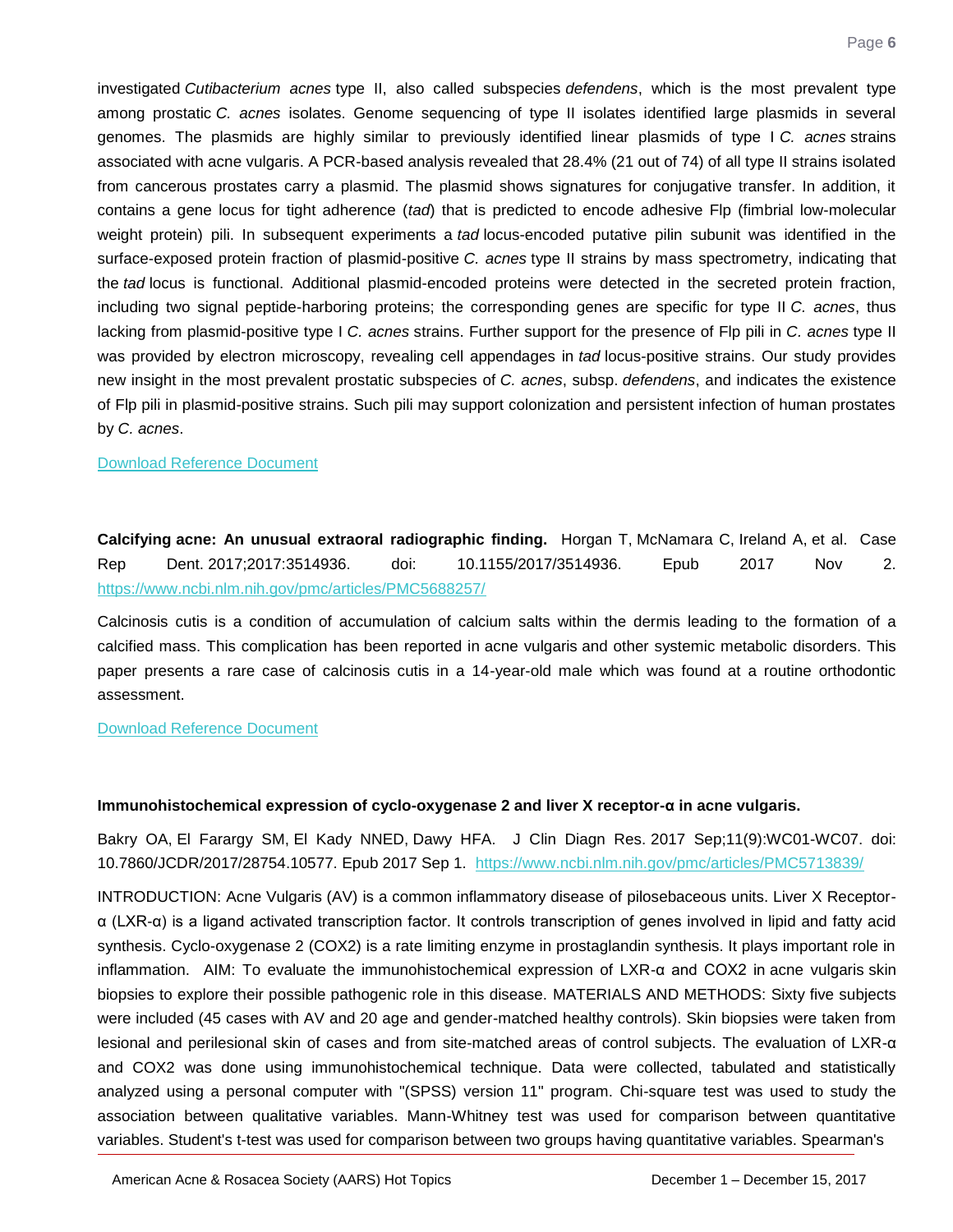investigated *Cutibacterium acnes* type II, also called subspecies *defendens*, which is the most prevalent type among prostatic *C. acnes* isolates. Genome sequencing of type II isolates identified large plasmids in several genomes. The plasmids are highly similar to previously identified linear plasmids of type I *C. acnes* strains associated with acne vulgaris. A PCR-based analysis revealed that 28.4% (21 out of 74) of all type II strains isolated from cancerous prostates carry a plasmid. The plasmid shows signatures for conjugative transfer. In addition, it contains a gene locus for tight adherence (*tad*) that is predicted to encode adhesive Flp (fimbrial low-molecular weight protein) pili. In subsequent experiments a *tad* locus-encoded putative pilin subunit was identified in the surface-exposed protein fraction of plasmid-positive *C. acnes* type II strains by mass spectrometry, indicating that the *tad* locus is functional. Additional plasmid-encoded proteins were detected in the secreted protein fraction, including two signal peptide-harboring proteins; the corresponding genes are specific for type II *C. acnes*, thus lacking from plasmid-positive type I *C. acnes* strains. Further support for the presence of Flp pili in *C. acnes* type II was provided by electron microscopy, revealing cell appendages in *tad* locus-positive strains. Our study provides new insight in the most prevalent prostatic subspecies of *C. acnes*, subsp. *defendens*, and indicates the existence of Flp pili in plasmid-positive strains. Such pili may support colonization and persistent infection of human prostates by *C. acnes*.

Download Reference Document

**Calcifying acne: An unusual extraoral radiographic finding.** Horgan T, McNamara C, Ireland A, et al. Case Rep Dent. 2017;2017:3514936. doi: 10.1155/2017/3514936. Epub 2017 Nov 2. https://www.ncbi.nlm.nih.gov/pmc/articles/PMC5688257/

Calcinosis cutis is a condition of accumulation of calcium salts within the dermis leading to the formation of a calcified mass. This complication has been reported in acne vulgaris and other systemic metabolic disorders. This paper presents a rare case of calcinosis cutis in a 14-year-old male which was found at a routine orthodontic assessment.

Download Reference Document

**Immunohistochemical expression of cyclo-oxygenase 2 and liver X receptor-α in acne vulgaris.**

Bakry OA, El Farargy SM, El Kady NNED, Dawy HFA. J Clin Diagn Res. 2017 Sep;11(9):WC01-WC07. doi: 10.7860/JCDR/2017/28754.10577. Epub 2017 Sep 1. https://www.ncbi.nlm.nih.gov/pmc/articles/PMC5713839/

INTRODUCTION: Acne Vulgaris (AV) is a common inflammatory disease of pilosebaceous units. Liver X Receptor-α (LXR-α) is a ligand activated transcription factor. It controls transcription of genes involved in lipid and fatty acid synthesis. Cyclo-oxygenase 2 (COX2) is a rate limiting enzyme in prostaglandin synthesis. It plays important role in inflammation. AIM: To evaluate the immunohistochemical expression of LXR-α and COX2 in acne vulgaris skin biopsies to explore their possible pathogenic role in this disease. MATERIALS AND METHODS: Sixty five subjects were included (45 cases with AV and 20 age and gender-matched healthy controls). Skin biopsies were taken from lesional and perilesional skin of cases and from site-matched areas of control subjects. The evaluation of LXR-α and COX2 was done using immunohistochemical technique. Data were collected, tabulated and statistically analyzed using a personal computer with "(SPSS) version 11" program. Chi-square test was used to study the association between qualitative variables. Mann-Whitney test was used for comparison between quantitative variables. Student's t-test was used for comparison between two groups having quantitative variables. Spearman's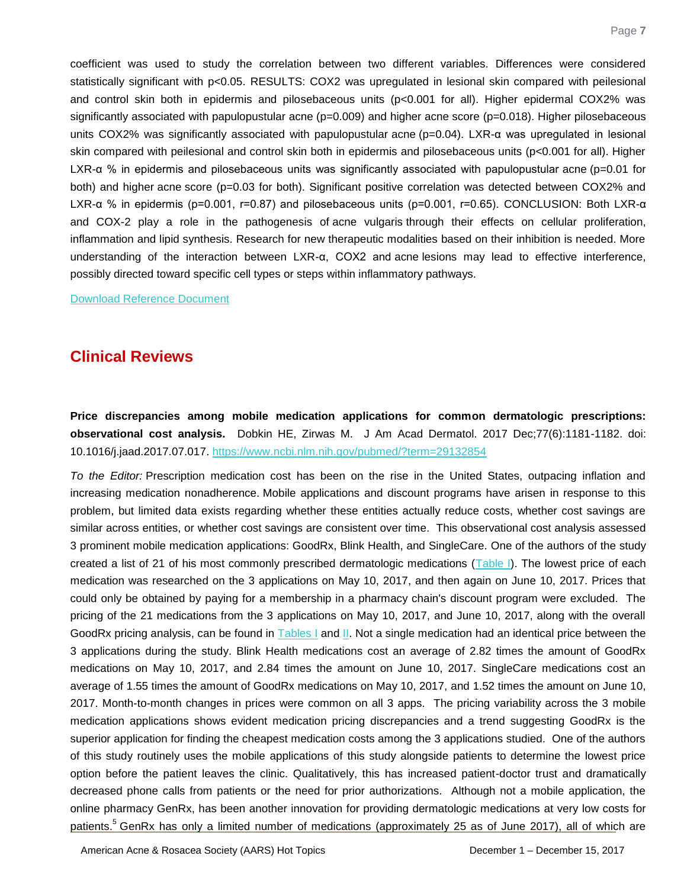coefficient was used to study the correlation between two different variables. Differences were considered statistically significant with p<0.05. RESULTS: COX2 was upregulated in lesional skin compared with peilesional and control skin both in epidermis and pilosebaceous units (p<0.001 for all). Higher epidermal COX2% was significantly associated with papulopustular acne (p=0.009) and higher acne score (p=0.018). Higher pilosebaceous units COX2% was significantly associated with papulopustular acne (p=0.04). LXR-α was upregulated in lesional skin compared with peilesional and control skin both in epidermis and pilosebaceous units (p<0.001 for all). Higher LXR-α % in epidermis and pilosebaceous units was significantly associated with papulopustular acne (p=0.01 for both) and higher acne score (p=0.03 for both). Significant positive correlation was detected between COX2% and LXR-α % in epidermis (p=0.001, r=0.87) and pilosebaceous units (p=0.001, r=0.65). CONCLUSION: Both LXR-α and COX-2 play a role in the pathogenesis of acne vulgaris through their effects on cellular proliferation, inflammation and lipid synthesis. Research for new therapeutic modalities based on their inhibition is needed. More understanding of the interaction between LXR-α, COX2 and acne lesions may lead to effective interference, possibly directed toward specific cell types or steps within inflammatory pathways.

Download Reference Document

## Clinical Reviews

**Price discrepancies among mobile medication applications for common dermatologic prescriptions: observational cost analysis.** Dobkin HE, Zirwas M. J Am Acad Dermatol. 2017 Dec;77(6):1181-1182. doi: 10.1016/j.jaad.2017.07.017. https://www.ncbi.nlm.nih.gov/pubmed/?term=29132854

*To the Editor:* Prescription medication cost has been on the rise in the United States, outpacing inflation and increasing medication nonadherence. Mobile applications and discount programs have arisen in response to this problem, but limited data exists regarding whether these entities actually reduce costs, whether cost savings are similar across entities, or whether cost savings are consistent over time. This observational cost analysis assessed 3 prominent mobile medication applications: GoodRx, Blink Health, and SingleCare. One of the authors of the study created a list of 21 of his most commonly prescribed dermatologic medications (Table I). The lowest price of each medication was researched on the 3 applications on May 10, 2017, and then again on June 10, 2017. Prices that could only be obtained by paying for a membership in a pharmacy chain's discount program were excluded. The pricing of the 21 medications from the 3 applications on May 10, 2017, and June 10, 2017, along with the overall GoodRx pricing analysis, can be found in Tables I and II. Not a single medication had an identical price between the 3 applications during the study. Blink Health medications cost an average of 2.82 times the amount of GoodRx medications on May 10, 2017, and 2.84 times the amount on June 10, 2017. SingleCare medications cost an average of 1.55 times the amount of GoodRx medications on May 10, 2017, and 1.52 times the amount on June 10, 2017. Month-to-month changes in prices were common on all 3 apps. The pricing variability across the 3 mobile medication applications shows evident medication pricing discrepancies and a trend suggesting GoodRx is the superior application for finding the cheapest medication costs among the 3 applications studied. One of the authors of this study routinely uses the mobile applications of this study alongside patients to determine the lowest price option before the patient leaves the clinic. Qualitatively, this has increased patient-doctor trust and dramatically decreased phone calls from patients or the need for prior authorizations. Although not a mobile application, the online pharmacy GenRx, has been another innovation for providing dermatologic medications at very low costs for patients.[5] GenRx has only a limited number of medications (approximately 25 as of June 2017), all of which are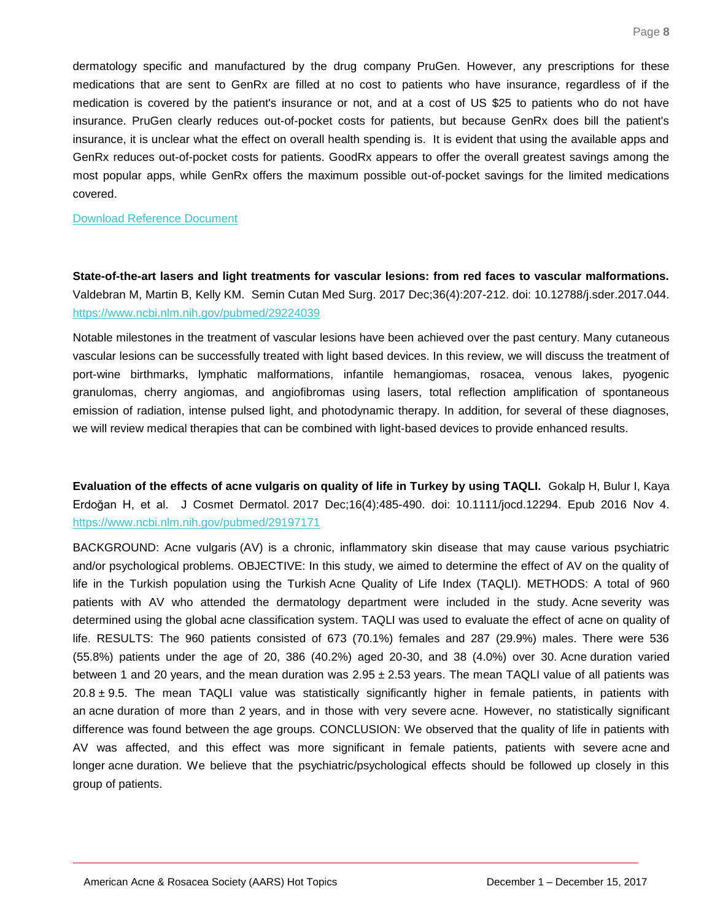dermatology specific and manufactured by the drug company PruGen. However, any prescriptions for these medications that are sent to GenRx are filled at no cost to patients who have insurance, regardless of if the medication is covered by the patient's insurance or not, and at a cost of US $25 to patients who do not have insurance. PruGen clearly reduces out-of-pocket costs for patients, but because GenRx does bill the patient's insurance, it is unclear what the effect on overall health spending is. It is evident that using the available apps and GenRx reduces out-of-pocket costs for patients. GoodRx appears to offer the overall greatest savings among the most popular apps, while GenRx offers the maximum possible out-of-pocket savings for the limited medications covered.

[Download Reference Document]

**State-of-the-art lasers and light treatments for vascular lesions: from red faces to vascular malformations.** Valdebran M, Martin B, Kelly KM. Semin Cutan Med Surg. 2017 Dec;36(4):207-212. doi: 10.12788/j.sder.2017.044. https://www.ncbi.nlm.nih.gov/pubmed/29224039

Notable milestones in the treatment of vascular lesions have been achieved over the past century. Many cutaneous vascular lesions can be successfully treated with light based devices. In this review, we will discuss the treatment of port-wine birthmarks, lymphatic malformations, infantile hemangiomas, rosacea, venous lakes, pyogenic granulomas, cherry angiomas, and angiofibromas using lasers, total reflection amplification of spontaneous emission of radiation, intense pulsed light, and photodynamic therapy. In addition, for several of these diagnoses, we will review medical therapies that can be combined with light-based devices to provide enhanced results.

**Evaluation of the effects of acne vulgaris on quality of life in Turkey by using TAQLI.** Gokalp H, Bulur I, Kaya Erdoğan H, et al. J Cosmet Dermatol. 2017 Dec;16(4):485-490. doi: 10.1111/jocd.12294. Epub 2016 Nov 4. https://www.ncbi.nlm.nih.gov/pubmed/29197171

BACKGROUND: Acne vulgaris (AV) is a chronic, inflammatory skin disease that may cause various psychiatric and/or psychological problems. OBJECTIVE: In this study, we aimed to determine the effect of AV on the quality of life in the Turkish population using the Turkish Acne Quality of Life Index (TAQLI). METHODS: A total of 960 patients with AV who attended the dermatology department were included in the study. Acne severity was determined using the global acne classification system. TAQLI was used to evaluate the effect of acne on quality of life. RESULTS: The 960 patients consisted of 673 (70.1%) females and 287 (29.9%) males. There were 536 (55.8%) patients under the age of 20, 386 (40.2%) aged 20-30, and 38 (4.0%) over 30. Acne duration varied between 1 and 20 years, and the mean duration was 2.95 ± 2.53 years. The mean TAQLI value of all patients was 20.8 ± 9.5. The mean TAQLI value was statistically significantly higher in female patients, in patients with an acne duration of more than 2 years, and in those with very severe acne. However, no statistically significant difference was found between the age groups. CONCLUSION: We observed that the quality of life in patients with AV was affected, and this effect was more significant in female patients, patients with severe acne and longer acne duration. We believe that the psychiatric/psychological effects should be followed up closely in this group of patients.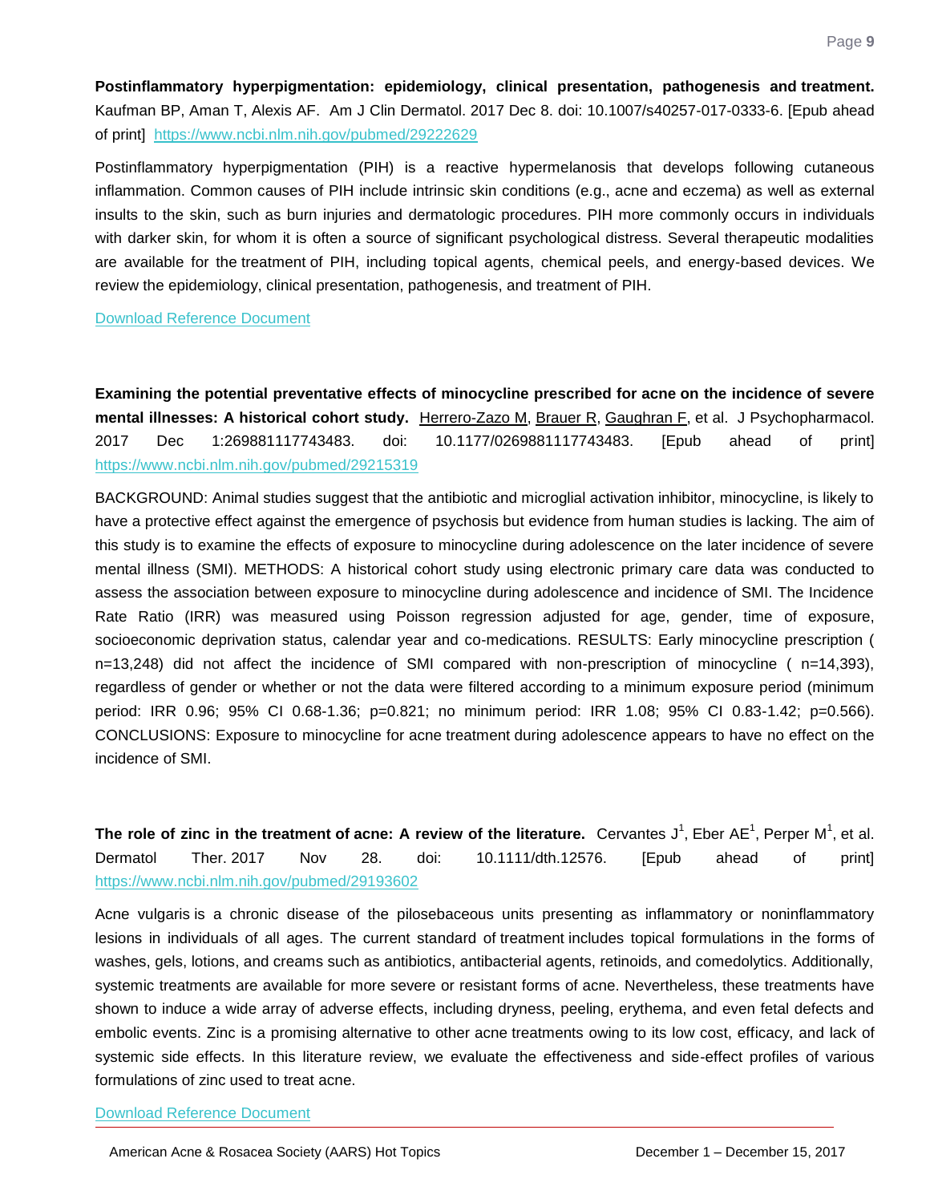**Postinflammatory hyperpigmentation: epidemiology, clinical presentation, pathogenesis and treatment.** Kaufman BP, Aman T, Alexis AF. Am J Clin Dermatol. 2017 Dec 8. doi: 10.1007/s40257-017-0333-6. [Epub ahead of print] https://www.ncbi.nlm.nih.gov/pubmed/29222629

Postinflammatory hyperpigmentation (PIH) is a reactive hypermelanosis that develops following cutaneous inflammation. Common causes of PIH include intrinsic skin conditions (e.g., acne and eczema) as well as external insults to the skin, such as burn injuries and dermatologic procedures. PIH more commonly occurs in individuals with darker skin, for whom it is often a source of significant psychological distress. Several therapeutic modalities are available for the treatment of PIH, including topical agents, chemical peels, and energy-based devices. We review the epidemiology, clinical presentation, pathogenesis, and treatment of PIH.

Download Reference Document

**Examining the potential preventative effects of minocycline prescribed for acne on the incidence of severe mental illnesses: A historical cohort study.** Herrero-Zazo M, Brauer R, Gaughran F, et al. J Psychopharmacol. 2017 Dec 1:269881117743483. doi: 10.1177/0269881117743483. [Epub ahead of print] https://www.ncbi.nlm.nih.gov/pubmed/29215319

BACKGROUND: Animal studies suggest that the antibiotic and microglial activation inhibitor, minocycline, is likely to have a protective effect against the emergence of psychosis but evidence from human studies is lacking. The aim of this study is to examine the effects of exposure to minocycline during adolescence on the later incidence of severe mental illness (SMI). METHODS: A historical cohort study using electronic primary care data was conducted to assess the association between exposure to minocycline during adolescence and incidence of SMI. The Incidence Rate Ratio (IRR) was measured using Poisson regression adjusted for age, gender, time of exposure, socioeconomic deprivation status, calendar year and co-medications. RESULTS: Early minocycline prescription ( n=13,248) did not affect the incidence of SMI compared with non-prescription of minocycline ( n=14,393), regardless of gender or whether or not the data were filtered according to a minimum exposure period (minimum period: IRR 0.96; 95% CI 0.68-1.36; p=0.821; no minimum period: IRR 1.08; 95% CI 0.83-1.42; p=0.566). CONCLUSIONS: Exposure to minocycline for acne treatment during adolescence appears to have no effect on the incidence of SMI.

**The role of zinc in the treatment of acne: A review of the literature.** Cervantes J[1], Eber AE[1], Perper M[1], et al. Dermatol Ther. 2017 Nov 28. doi: 10.1111/dth.12576. [Epub ahead of print] https://www.ncbi.nlm.nih.gov/pubmed/29193602

Acne vulgaris is a chronic disease of the pilosebaceous units presenting as inflammatory or noninflammatory lesions in individuals of all ages. The current standard of treatment includes topical formulations in the forms of washes, gels, lotions, and creams such as antibiotics, antibacterial agents, retinoids, and comedolytics. Additionally, systemic treatments are available for more severe or resistant forms of acne. Nevertheless, these treatments have shown to induce a wide array of adverse effects, including dryness, peeling, erythema, and even fetal defects and embolic events. Zinc is a promising alternative to other acne treatments owing to its low cost, efficacy, and lack of systemic side effects. In this literature review, we evaluate the effectiveness and side-effect profiles of various formulations of zinc used to treat acne.

Download Reference Document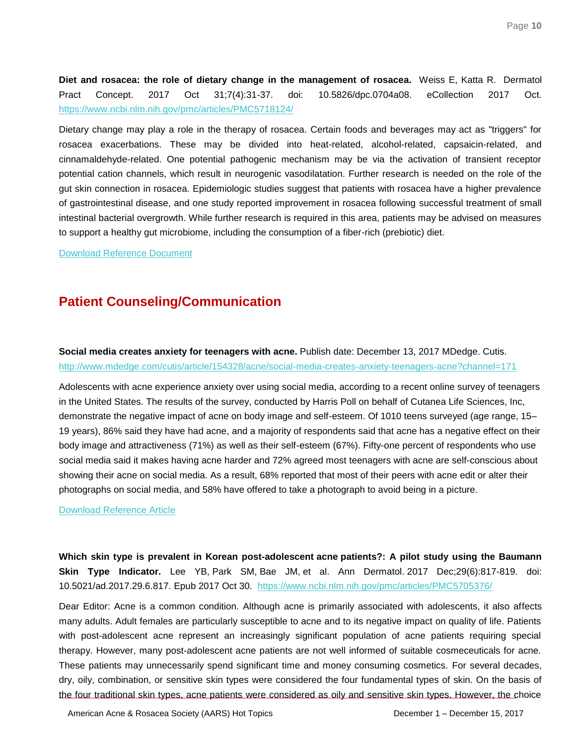**Diet and rosacea: the role of dietary change in the management of rosacea.** Weiss E, Katta R. Dermatol Pract Concept. 2017 Oct 31;7(4):31-37. doi: 10.5826/dpc.0704a08. eCollection 2017 Oct. https://www.ncbi.nlm.nih.gov/pmc/articles/PMC5718124/

Dietary change may play a role in the therapy of rosacea. Certain foods and beverages may act as "triggers" for rosacea exacerbations. These may be divided into heat-related, alcohol-related, capsaicin-related, and cinnamaldehyde-related. One potential pathogenic mechanism may be via the activation of transient receptor potential cation channels, which result in neurogenic vasodilatation. Further research is needed on the role of the gut skin connection in rosacea. Epidemiologic studies suggest that patients with rosacea have a higher prevalence of gastrointestinal disease, and one study reported improvement in rosacea following successful treatment of small intestinal bacterial overgrowth. While further research is required in this area, patients may be advised on measures to support a healthy gut microbiome, including the consumption of a fiber-rich (prebiotic) diet.

Download Reference Document

## Patient Counseling/Communication

**Social media creates anxiety for teenagers with acne.** Publish date: December 13, 2017 MDedge. Cutis. http://www.mdedge.com/cutis/article/154328/acne/social-media-creates-anxiety-teenagers-acne?channel=171

Adolescents with acne experience anxiety over using social media, according to a recent online survey of teenagers in the United States. The results of the survey, conducted by Harris Poll on behalf of Cutanea Life Sciences, Inc, demonstrate the negative impact of acne on body image and self-esteem. Of 1010 teens surveyed (age range, 15–19 years), 86% said they have had acne, and a majority of respondents said that acne has a negative effect on their body image and attractiveness (71%) as well as their self-esteem (67%). Fifty-one percent of respondents who use social media said it makes having acne harder and 72% agreed most teenagers with acne are self-conscious about showing their acne on social media. As a result, 68% reported that most of their peers with acne edit or alter their photographs on social media, and 58% have offered to take a photograph to avoid being in a picture.

Download Reference Article

**Which skin type is prevalent in Korean post-adolescent acne patients?: A pilot study using the Baumann Skin Type Indicator.** Lee YB, Park SM, Bae JM, et al. Ann Dermatol. 2017 Dec;29(6):817-819. doi: 10.5021/ad.2017.29.6.817. Epub 2017 Oct 30. https://www.ncbi.nlm.nih.gov/pmc/articles/PMC5705376/

Dear Editor: Acne is a common condition. Although acne is primarily associated with adolescents, it also affects many adults. Adult females are particularly susceptible to acne and to its negative impact on quality of life. Patients with post-adolescent acne represent an increasingly significant population of acne patients requiring special therapy. However, many post-adolescent acne patients are not well informed of suitable cosmeceuticals for acne. These patients may unnecessarily spend significant time and money consuming cosmetics. For several decades, dry, oily, combination, or sensitive skin types were considered the four fundamental types of skin. On the basis of the four traditional skin types, acne patients were considered as oily and sensitive skin types. However, the choice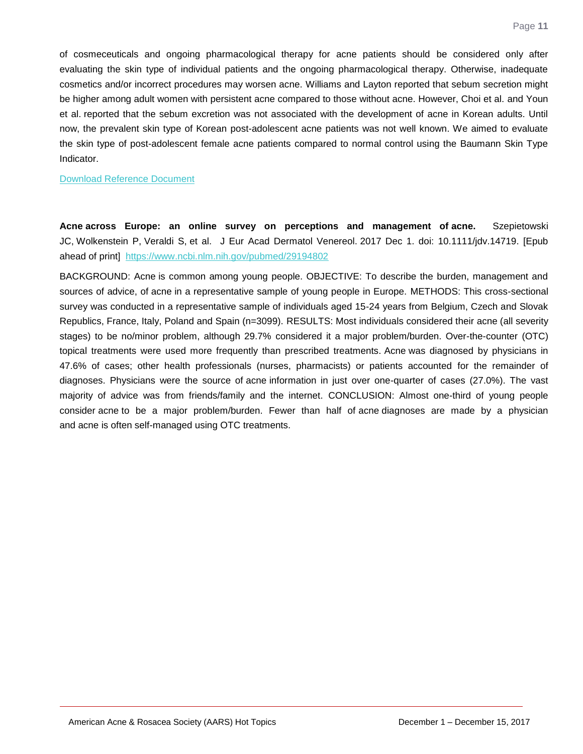of cosmeceuticals and ongoing pharmacological therapy for acne patients should be considered only after evaluating the skin type of individual patients and the ongoing pharmacological therapy. Otherwise, inadequate cosmetics and/or incorrect procedures may worsen acne. Williams and Layton reported that sebum secretion might be higher among adult women with persistent acne compared to those without acne. However, Choi et al. and Youn et al. reported that the sebum excretion was not associated with the development of acne in Korean adults. Until now, the prevalent skin type of Korean post-adolescent acne patients was not well known. We aimed to evaluate the skin type of post-adolescent female acne patients compared to normal control using the Baumann Skin Type Indicator.

Download Reference Document

**Acne across Europe: an online survey on perceptions and management of acne.** Szepietowski JC, Wolkenstein P, Veraldi S, et al. J Eur Acad Dermatol Venereol. 2017 Dec 1. doi: 10.1111/jdv.14719. [Epub ahead of print] https://www.ncbi.nlm.nih.gov/pubmed/29194802

BACKGROUND: Acne is common among young people. OBJECTIVE: To describe the burden, management and sources of advice, of acne in a representative sample of young people in Europe. METHODS: This cross-sectional survey was conducted in a representative sample of individuals aged 15-24 years from Belgium, Czech and Slovak Republics, France, Italy, Poland and Spain (n=3099). RESULTS: Most individuals considered their acne (all severity stages) to be no/minor problem, although 29.7% considered it a major problem/burden. Over-the-counter (OTC) topical treatments were used more frequently than prescribed treatments. Acne was diagnosed by physicians in 47.6% of cases; other health professionals (nurses, pharmacists) or patients accounted for the remainder of diagnoses. Physicians were the source of acne information in just over one-quarter of cases (27.0%). The vast majority of advice was from friends/family and the internet. CONCLUSION: Almost one-third of young people consider acne to be a major problem/burden. Fewer than half of acne diagnoses are made by a physician and acne is often self-managed using OTC treatments.